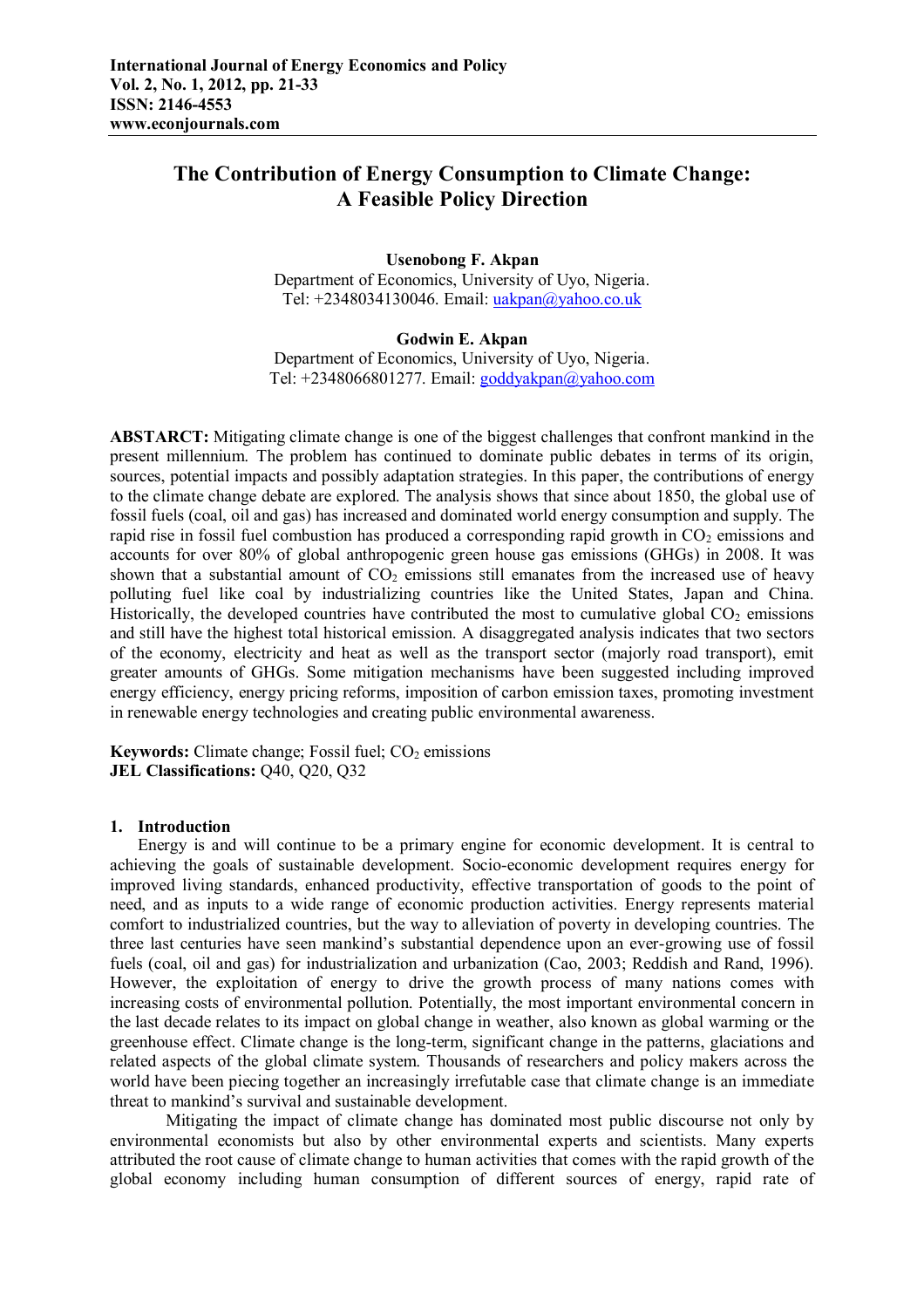**International Journal of Energy Economics and Policy**
**Vol. 2, No. 1, 2012, pp. 21-33**
**ISSN: 2146-4553**
**www.econjournals.com**

# The Contribution of Energy Consumption to Climate Change: A Feasible Policy Direction

**Usenobong F. Akpan**
Department of Economics, University of Uyo, Nigeria.
Tel: +2348034130046. Email: uakpan@yahoo.co.uk

**Godwin E. Akpan**
Department of Economics, University of Uyo, Nigeria.
Tel: +2348066801277. Email: goddyakpan@yahoo.com

**ABSTARCT:** Mitigating climate change is one of the biggest challenges that confront mankind in the present millennium. The problem has continued to dominate public debates in terms of its origin, sources, potential impacts and possibly adaptation strategies. In this paper, the contributions of energy to the climate change debate are explored. The analysis shows that since about 1850, the global use of fossil fuels (coal, oil and gas) has increased and dominated world energy consumption and supply. The rapid rise in fossil fuel combustion has produced a corresponding rapid growth in $CO_2$ emissions and accounts for over 80% of global anthropogenic green house gas emissions (GHGs) in 2008. It was shown that a substantial amount of $CO_2$ emissions still emanates from the increased use of heavy polluting fuel like coal by industrializing countries like the United States, Japan and China. Historically, the developed countries have contributed the most to cumulative global $CO_2$ emissions and still have the highest total historical emission. A disaggregated analysis indicates that two sectors of the economy, electricity and heat as well as the transport sector (majorly road transport), emit greater amounts of GHGs. Some mitigation mechanisms have been suggested including improved energy efficiency, energy pricing reforms, imposition of carbon emission taxes, promoting investment in renewable energy technologies and creating public environmental awareness.

**Keywords:** Climate change; Fossil fuel; $CO_2$ emissions
**JEL Classifications:** Q40, Q20, Q32

## 1. Introduction

Energy is and will continue to be a primary engine for economic development. It is central to achieving the goals of sustainable development. Socio-economic development requires energy for improved living standards, enhanced productivity, effective transportation of goods to the point of need, and as inputs to a wide range of economic production activities. Energy represents material comfort to industrialized countries, but the way to alleviation of poverty in developing countries. The three last centuries have seen mankind's substantial dependence upon an ever-growing use of fossil fuels (coal, oil and gas) for industrialization and urbanization (Cao, 2003; Reddish and Rand, 1996). However, the exploitation of energy to drive the growth process of many nations comes with increasing costs of environmental pollution. Potentially, the most important environmental concern in the last decade relates to its impact on global change in weather, also known as global warming or the greenhouse effect. Climate change is the long-term, significant change in the patterns, glaciations and related aspects of the global climate system. Thousands of researchers and policy makers across the world have been piecing together an increasingly irrefutable case that climate change is an immediate threat to mankind's survival and sustainable development.

Mitigating the impact of climate change has dominated most public discourse not only by environmental economists but also by other environmental experts and scientists. Many experts attributed the root cause of climate change to human activities that comes with the rapid growth of the global economy including human consumption of different sources of energy, rapid rate of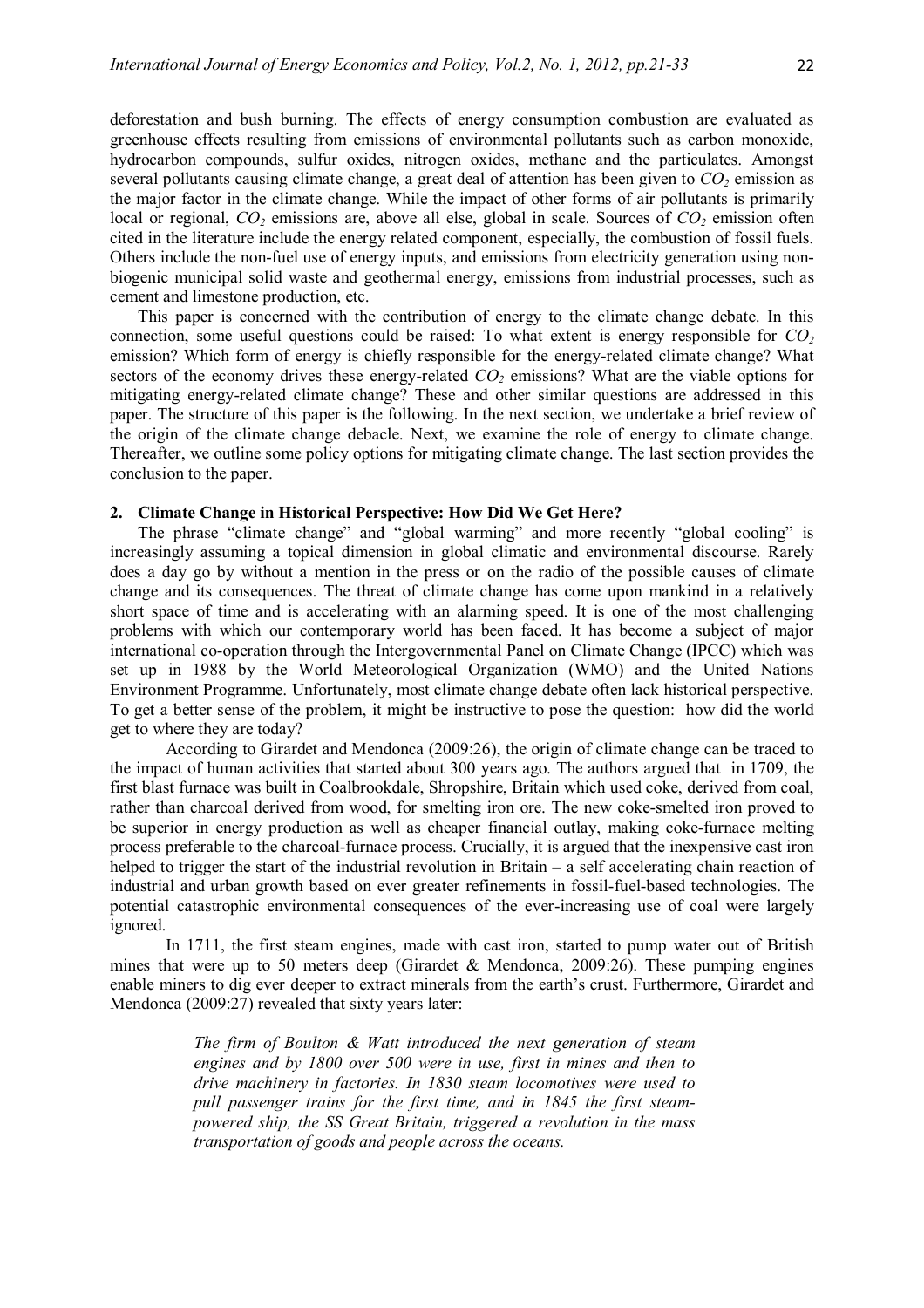deforestation and bush burning. The effects of energy consumption combustion are evaluated as greenhouse effects resulting from emissions of environmental pollutants such as carbon monoxide, hydrocarbon compounds, sulfur oxides, nitrogen oxides, methane and the particulates. Amongst several pollutants causing climate change, a great deal of attention has been given to $CO_2$ emission as the major factor in the climate change. While the impact of other forms of air pollutants is primarily local or regional, $CO_2$ emissions are, above all else, global in scale. Sources of $CO_2$ emission often cited in the literature include the energy related component, especially, the combustion of fossil fuels. Others include the non-fuel use of energy inputs, and emissions from electricity generation using non-biogenic municipal solid waste and geothermal energy, emissions from industrial processes, such as cement and limestone production, etc.

This paper is concerned with the contribution of energy to the climate change debate. In this connection, some useful questions could be raised: To what extent is energy responsible for $CO_2$ emission? Which form of energy is chiefly responsible for the energy-related climate change? What sectors of the economy drives these energy-related $CO_2$ emissions? What are the viable options for mitigating energy-related climate change? These and other similar questions are addressed in this paper. The structure of this paper is the following. In the next section, we undertake a brief review of the origin of the climate change debacle. Next, we examine the role of energy to climate change. Thereafter, we outline some policy options for mitigating climate change. The last section provides the conclusion to the paper.

## 2. Climate Change in Historical Perspective: How Did We Get Here?

The phrase "climate change" and "global warming" and more recently "global cooling" is increasingly assuming a topical dimension in global climatic and environmental discourse. Rarely does a day go by without a mention in the press or on the radio of the possible causes of climate change and its consequences. The threat of climate change has come upon mankind in a relatively short space of time and is accelerating with an alarming speed. It is one of the most challenging problems with which our contemporary world has been faced. It has become a subject of major international co-operation through the Intergovernmental Panel on Climate Change (IPCC) which was set up in 1988 by the World Meteorological Organization (WMO) and the United Nations Environment Programme. Unfortunately, most climate change debate often lack historical perspective. To get a better sense of the problem, it might be instructive to pose the question: how did the world get to where they are today?

According to Girardet and Mendonca (2009:26), the origin of climate change can be traced to the impact of human activities that started about 300 years ago. The authors argued that in 1709, the first blast furnace was built in Coalbrookdale, Shropshire, Britain which used coke, derived from coal, rather than charcoal derived from wood, for smelting iron ore. The new coke-smelted iron proved to be superior in energy production as well as cheaper financial outlay, making coke-furnace melting process preferable to the charcoal-furnace process. Crucially, it is argued that the inexpensive cast iron helped to trigger the start of the industrial revolution in Britain – a self accelerating chain reaction of industrial and urban growth based on ever greater refinements in fossil-fuel-based technologies. The potential catastrophic environmental consequences of the ever-increasing use of coal were largely ignored.

In 1711, the first steam engines, made with cast iron, started to pump water out of British mines that were up to 50 meters deep (Girardet & Mendonca, 2009:26). These pumping engines enable miners to dig ever deeper to extract minerals from the earth's crust. Furthermore, Girardet and Mendonca (2009:27) revealed that sixty years later:

> *The firm of Boulton & Watt introduced the next generation of steam engines and by 1800 over 500 were in use, first in mines and then to drive machinery in factories. In 1830 steam locomotives were used to pull passenger trains for the first time, and in 1845 the first steam-powered ship, the SS Great Britain, triggered a revolution in the mass transportation of goods and people across the oceans.*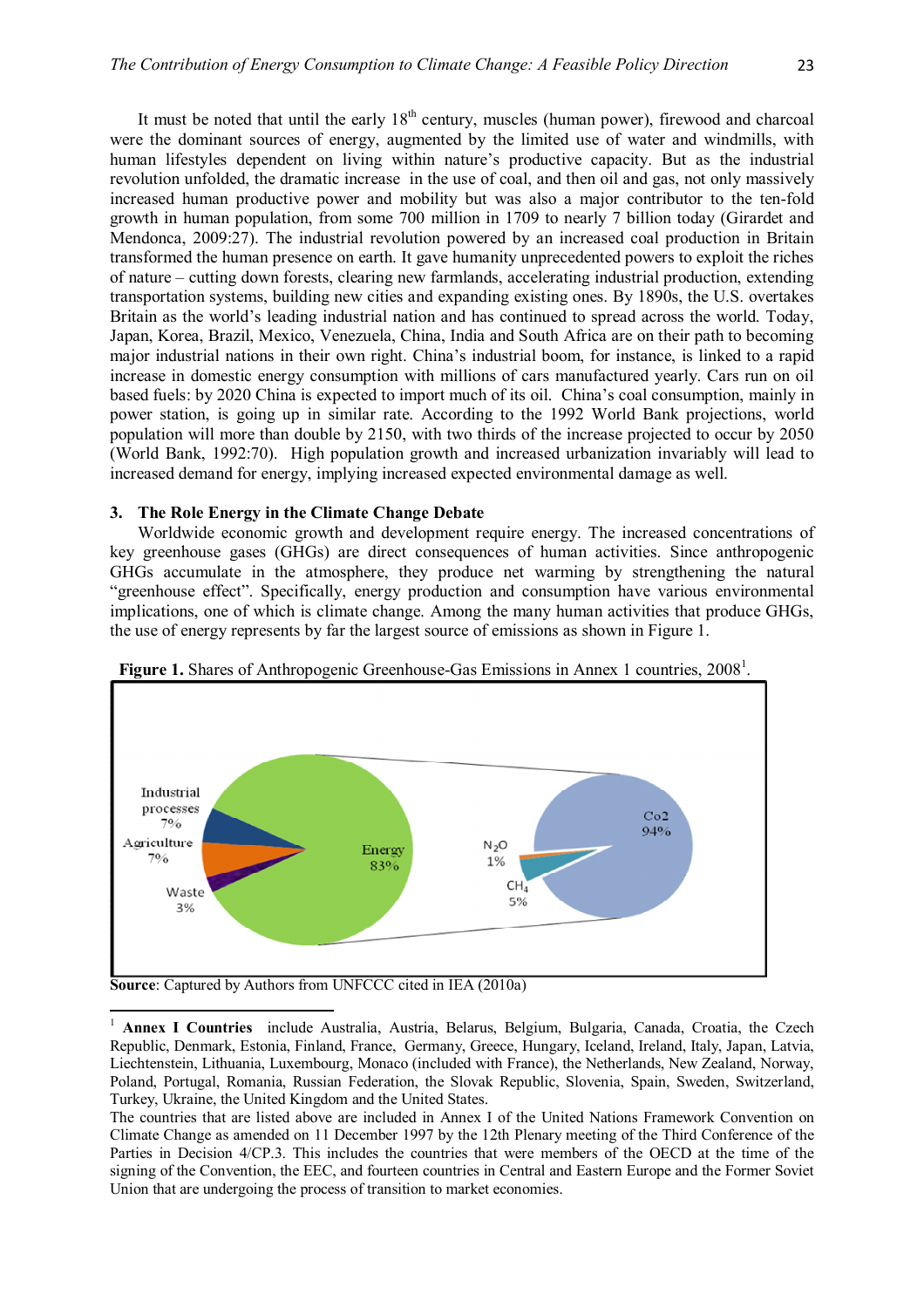It must be noted that until the early 18th century, muscles (human power), firewood and charcoal were the dominant sources of energy, augmented by the limited use of water and windmills, with human lifestyles dependent on living within nature's productive capacity. But as the industrial revolution unfolded, the dramatic increase in the use of coal, and then oil and gas, not only massively increased human productive power and mobility but was also a major contributor to the ten-fold growth in human population, from some 700 million in 1709 to nearly 7 billion today (Girardet and Mendonca, 2009:27). The industrial revolution powered by an increased coal production in Britain transformed the human presence on earth. It gave humanity unprecedented powers to exploit the riches of nature – cutting down forests, clearing new farmlands, accelerating industrial production, extending transportation systems, building new cities and expanding existing ones. By 1890s, the U.S. overtakes Britain as the world's leading industrial nation and has continued to spread across the world. Today, Japan, Korea, Brazil, Mexico, Venezuela, China, India and South Africa are on their path to becoming major industrial nations in their own right. China's industrial boom, for instance, is linked to a rapid increase in domestic energy consumption with millions of cars manufactured yearly. Cars run on oil based fuels: by 2020 China is expected to import much of its oil. China's coal consumption, mainly in power station, is going up in similar rate. According to the 1992 World Bank projections, world population will more than double by 2150, with two thirds of the increase projected to occur by 2050 (World Bank, 1992:70). High population growth and increased urbanization invariably will lead to increased demand for energy, implying increased expected environmental damage as well.

## 3. The Role Energy in the Climate Change Debate

Worldwide economic growth and development require energy. The increased concentrations of key greenhouse gases (GHGs) are direct consequences of human activities. Since anthropogenic GHGs accumulate in the atmosphere, they produce net warming by strengthening the natural "greenhouse effect". Specifically, energy production and consumption have various environmental implications, one of which is climate change. Among the many human activities that produce GHGs, the use of energy represents by far the largest source of emissions as shown in Figure 1.

**Figure 1.** Shares of Anthropogenic Greenhouse-Gas Emissions in Annex 1 countries, 2008[1].

Industrial processes 7%; Agriculture 7%; Waste 3%; Energy 83%; $CO_2$ 94%; $N_2O$ 1%; $CH_4$ 5%

**Source**: Captured by Authors from UNFCCC cited in IEA (2010a)

[1] **Annex I Countries** include Australia, Austria, Belarus, Belgium, Bulgaria, Canada, Croatia, the Czech Republic, Denmark, Estonia, Finland, France, Germany, Greece, Hungary, Iceland, Ireland, Italy, Japan, Latvia, Liechtenstein, Lithuania, Luxembourg, Monaco (included with France), the Netherlands, New Zealand, Norway, Poland, Portugal, Romania, Russian Federation, the Slovak Republic, Slovenia, Spain, Sweden, Switzerland, Turkey, Ukraine, the United Kingdom and the United States.

The countries that are listed above are included in Annex I of the United Nations Framework Convention on Climate Change as amended on 11 December 1997 by the 12th Plenary meeting of the Third Conference of the Parties in Decision 4/CP.3. This includes the countries that were members of the OECD at the time of the signing of the Convention, the EEC, and fourteen countries in Central and Eastern Europe and the Former Soviet Union that are undergoing the process of transition to market economies.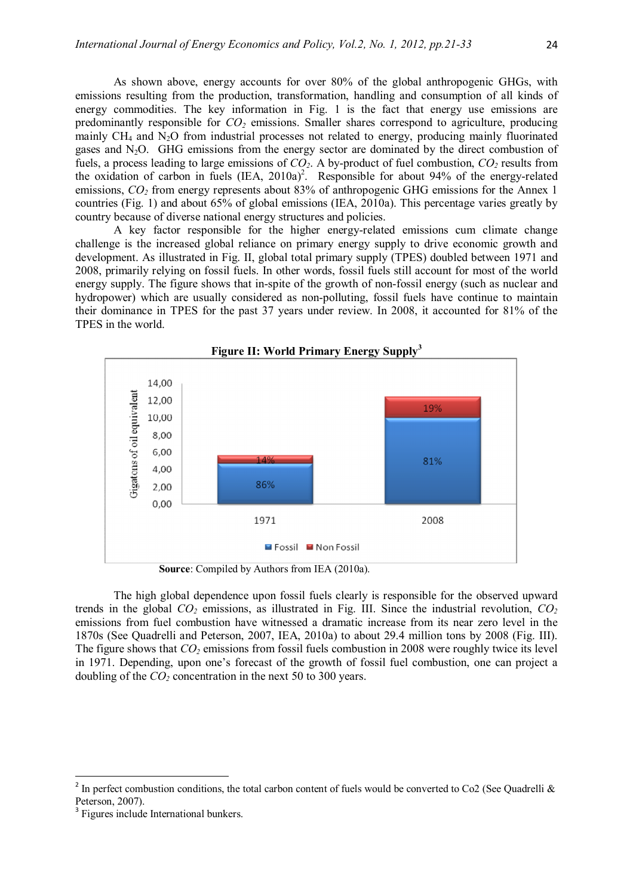As shown above, energy accounts for over 80% of the global anthropogenic GHGs, with emissions resulting from the production, transformation, handling and consumption of all kinds of energy commodities. The key information in Fig. 1 is the fact that energy use emissions are predominantly responsible for $CO_2$ emissions. Smaller shares correspond to agriculture, producing mainly $CH_4$ and $N_2O$ from industrial processes not related to energy, producing mainly fluorinated gases and $N_2O$. GHG emissions from the energy sector are dominated by the direct combustion of fuels, a process leading to large emissions of $CO_2$. A by-product of fuel combustion, $CO_2$ results from the oxidation of carbon in fuels (IEA, 2010a)[2]. Responsible for about 94% of the energy-related emissions, $CO_2$ from energy represents about 83% of anthropogenic GHG emissions for the Annex 1 countries (Fig. 1) and about 65% of global emissions (IEA, 2010a). This percentage varies greatly by country because of diverse national energy structures and policies.

A key factor responsible for the higher energy-related emissions cum climate change challenge is the increased global reliance on primary energy supply to drive economic growth and development. As illustrated in Fig. II, global total primary supply (TPES) doubled between 1971 and 2008, primarily relying on fossil fuels. In other words, fossil fuels still account for most of the world energy supply. The figure shows that in-spite of the growth of non-fossil energy (such as nuclear and hydropower) which are usually considered as non-polluting, fossil fuels have continue to maintain their dominance in TPES for the past 37 years under review. In 2008, it accounted for 81% of the TPES in the world.

**Figure II: World Primary Energy Supply[3]**

| Year | Fossil | Non Fossil |
|---|---|---|
| 1971 | 86% | 14% |
| 2008 | 81% | 19% |

(Y-axis: Gigatons of oil equivalent, 0,00–14,00)

**Source**: Compiled by Authors from IEA (2010a).

The high global dependence upon fossil fuels clearly is responsible for the observed upward trends in the global $CO_2$ emissions, as illustrated in Fig. III. Since the industrial revolution, $CO_2$ emissions from fuel combustion have witnessed a dramatic increase from its near zero level in the 1870s (See Quadrelli and Peterson, 2007, IEA, 2010a) to about 29.4 million tons by 2008 (Fig. III). The figure shows that $CO_2$ emissions from fossil fuels combustion in 2008 were roughly twice its level in 1971. Depending, upon one's forecast of the growth of fossil fuel combustion, one can project a doubling of the $CO_2$ concentration in the next 50 to 300 years.

---

[2] In perfect combustion conditions, the total carbon content of fuels would be converted to Co2 (See Quadrelli & Peterson, 2007).

[3] Figures include International bunkers.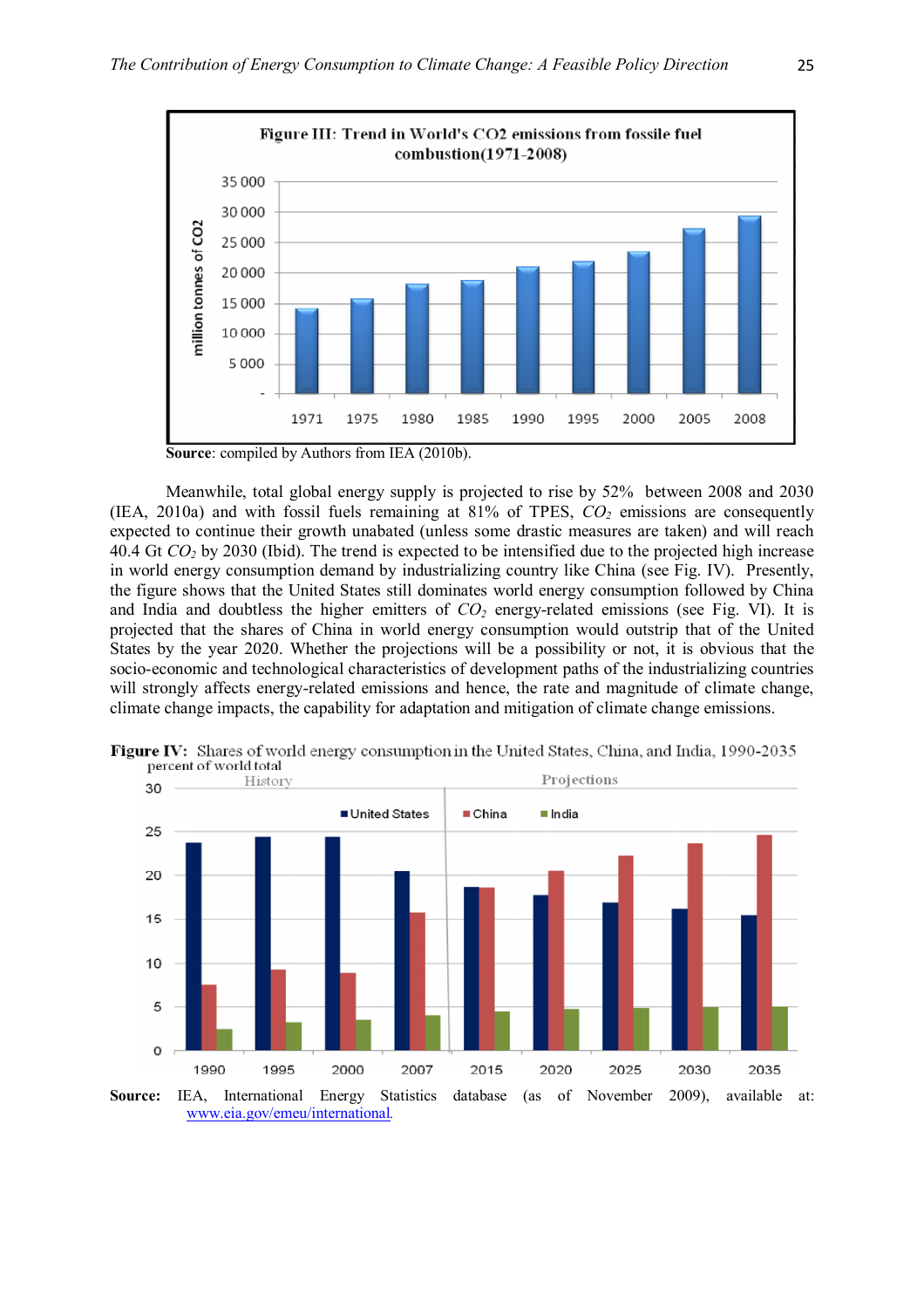**Figure III: Trend in World's CO2 emissions from fossile fuel combustion(1971-2008)**

**Source**: compiled by Authors from IEA (2010b).

Meanwhile, total global energy supply is projected to rise by 52% between 2008 and 2030 (IEA, 2010a) and with fossil fuels remaining at 81% of TPES, $CO_2$ emissions are consequently expected to continue their growth unabated (unless some drastic measures are taken) and will reach 40.4 Gt $CO_2$ by 2030 (Ibid). The trend is expected to be intensified due to the projected high increase in world energy consumption demand by industrializing country like China (see Fig. IV). Presently, the figure shows that the United States still dominates world energy consumption followed by China and India and doubtless the higher emitters of $CO_2$ energy-related emissions (see Fig. VI). It is projected that the shares of China in world energy consumption would outstrip that of the United States by the year 2020. Whether the projections will be a possibility or not, it is obvious that the socio-economic and technological characteristics of development paths of the industrializing countries will strongly affects energy-related emissions and hence, the rate and magnitude of climate change, climate change impacts, the capability for adaptation and mitigation of climate change emissions.

**Figure IV:** Shares of world energy consumption in the United States, China, and India, 1990-2035

**Source:** IEA, International Energy Statistics database (as of November 2009), available at: www.eia.gov/emeu/international.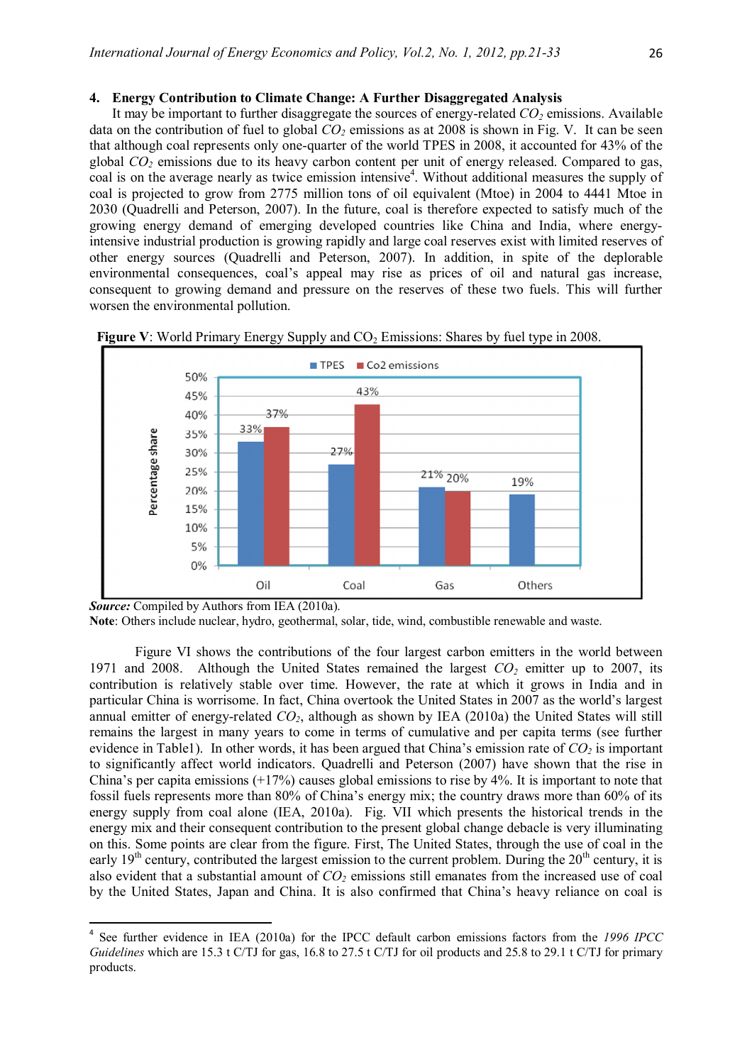## 4. Energy Contribution to Climate Change: A Further Disaggregated Analysis

It may be important to further disaggregate the sources of energy-related $CO_2$ emissions. Available data on the contribution of fuel to global $CO_2$ emissions as at 2008 is shown in Fig. V. It can be seen that although coal represents only one-quarter of the world TPES in 2008, it accounted for 43% of the global $CO_2$ emissions due to its heavy carbon content per unit of energy released. Compared to gas, coal is on the average nearly as twice emission intensive[4]. Without additional measures the supply of coal is projected to grow from 2775 million tons of oil equivalent (Mtoe) in 2004 to 4441 Mtoe in 2030 (Quadrelli and Peterson, 2007). In the future, coal is therefore expected to satisfy much of the growing energy demand of emerging developed countries like China and India, where energy-intensive industrial production is growing rapidly and large coal reserves exist with limited reserves of other energy sources (Quadrelli and Peterson, 2007). In addition, in spite of the deplorable environmental consequences, coal's appeal may rise as prices of oil and natural gas increase, consequent to growing demand and pressure on the reserves of these two fuels. This will further worsen the environmental pollution.

**Figure V**: World Primary Energy Supply and $CO_2$ Emissions: Shares by fuel type in 2008.

| | Oil | Coal | Gas | Others |
|---|---|---|---|---|
| TPES | 33% | 27% | 21% | 19% |
| Co2 emissions | 37% | 43% | 20% | |

***Source:*** Compiled by Authors from IEA (2010a).

**Note**: Others include nuclear, hydro, geothermal, solar, tide, wind, combustible renewable and waste.

Figure VI shows the contributions of the four largest carbon emitters in the world between 1971 and 2008. Although the United States remained the largest $CO_2$ emitter up to 2007, its contribution is relatively stable over time. However, the rate at which it grows in India and in particular China is worrisome. In fact, China overtook the United States in 2007 as the world's largest annual emitter of energy-related $CO_2$, although as shown by IEA (2010a) the United States will still remains the largest in many years to come in terms of cumulative and per capita terms (see further evidence in Table1). In other words, it has been argued that China's emission rate of $CO_2$ is important to significantly affect world indicators. Quadrelli and Peterson (2007) have shown that the rise in China's per capita emissions (+17%) causes global emissions to rise by 4%. It is important to note that fossil fuels represents more than 80% of China's energy mix; the country draws more than 60% of its energy supply from coal alone (IEA, 2010a). Fig. VII which presents the historical trends in the energy mix and their consequent contribution to the present global change debacle is very illuminating on this. Some points are clear from the figure. First, The United States, through the use of coal in the early 19th century, contributed the largest emission to the current problem. During the 20th century, it is also evident that a substantial amount of $CO_2$ emissions still emanates from the increased use of coal by the United States, Japan and China. It is also confirmed that China's heavy reliance on coal is

[4] See further evidence in IEA (2010a) for the IPCC default carbon emissions factors from the *1996 IPCC Guidelines* which are 15.3 t C/TJ for gas, 16.8 to 27.5 t C/TJ for oil products and 25.8 to 29.1 t C/TJ for primary products.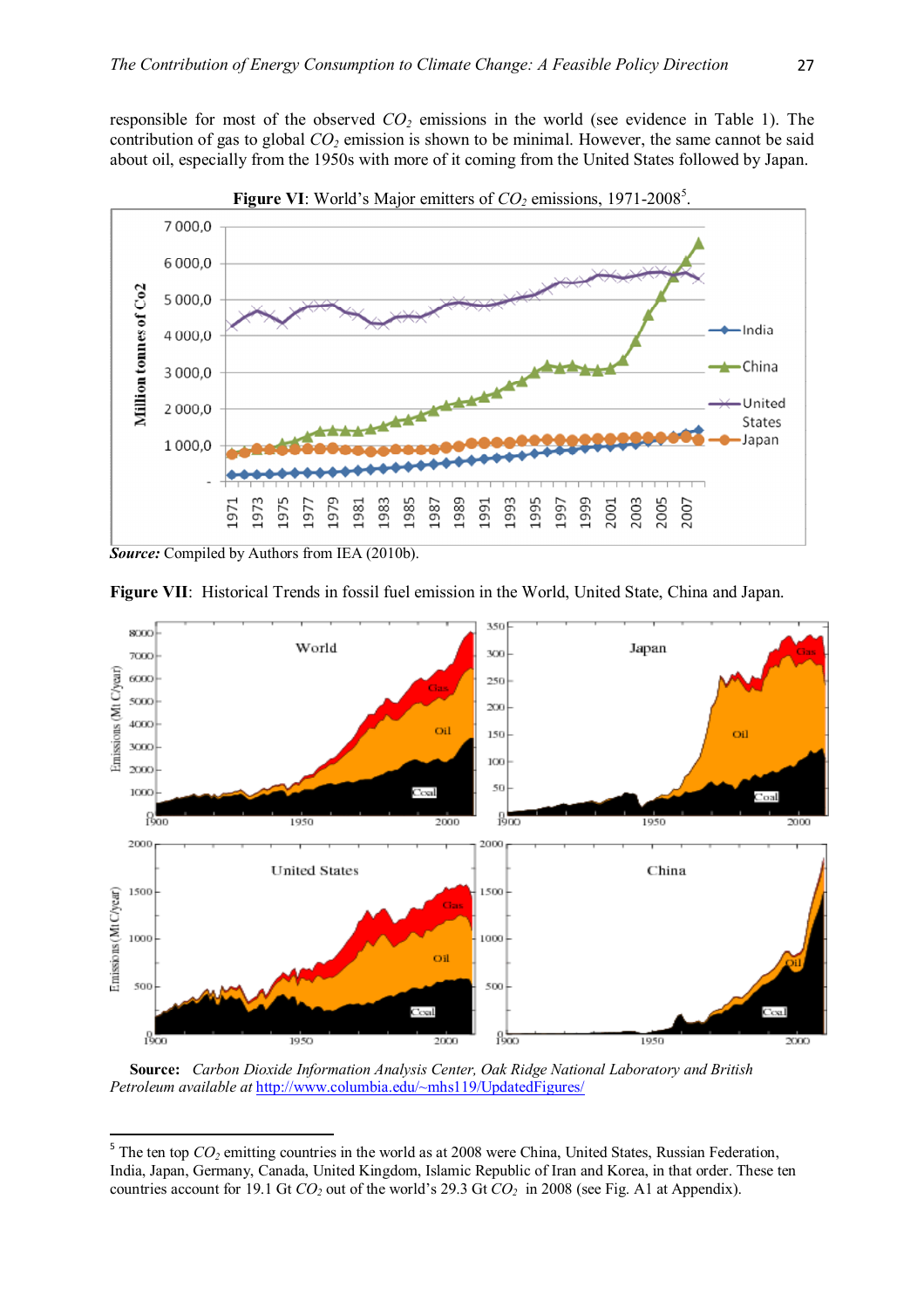responsible for most of the observed $CO_2$ emissions in the world (see evidence in Table 1). The contribution of gas to global $CO_2$ emission is shown to be minimal. However, the same cannot be said about oil, especially from the 1950s with more of it coming from the United States followed by Japan.

**Figure VI**: World's Major emitters of $CO_2$ emissions, 1971-2008[5].

***Source:*** Compiled by Authors from IEA (2010b).

**Figure VII**: Historical Trends in fossil fuel emission in the World, United State, China and Japan.

**Source:** *Carbon Dioxide Information Analysis Center, Oak Ridge National Laboratory and British Petroleum available at* http://www.columbia.edu/~mhs119/UpdatedFigures/

[5] The ten top $CO_2$ emitting countries in the world as at 2008 were China, United States, Russian Federation, India, Japan, Germany, Canada, United Kingdom, Islamic Republic of Iran and Korea, in that order. These ten countries account for 19.1 Gt $CO_2$ out of the world's 29.3 Gt $CO_2$ in 2008 (see Fig. A1 at Appendix).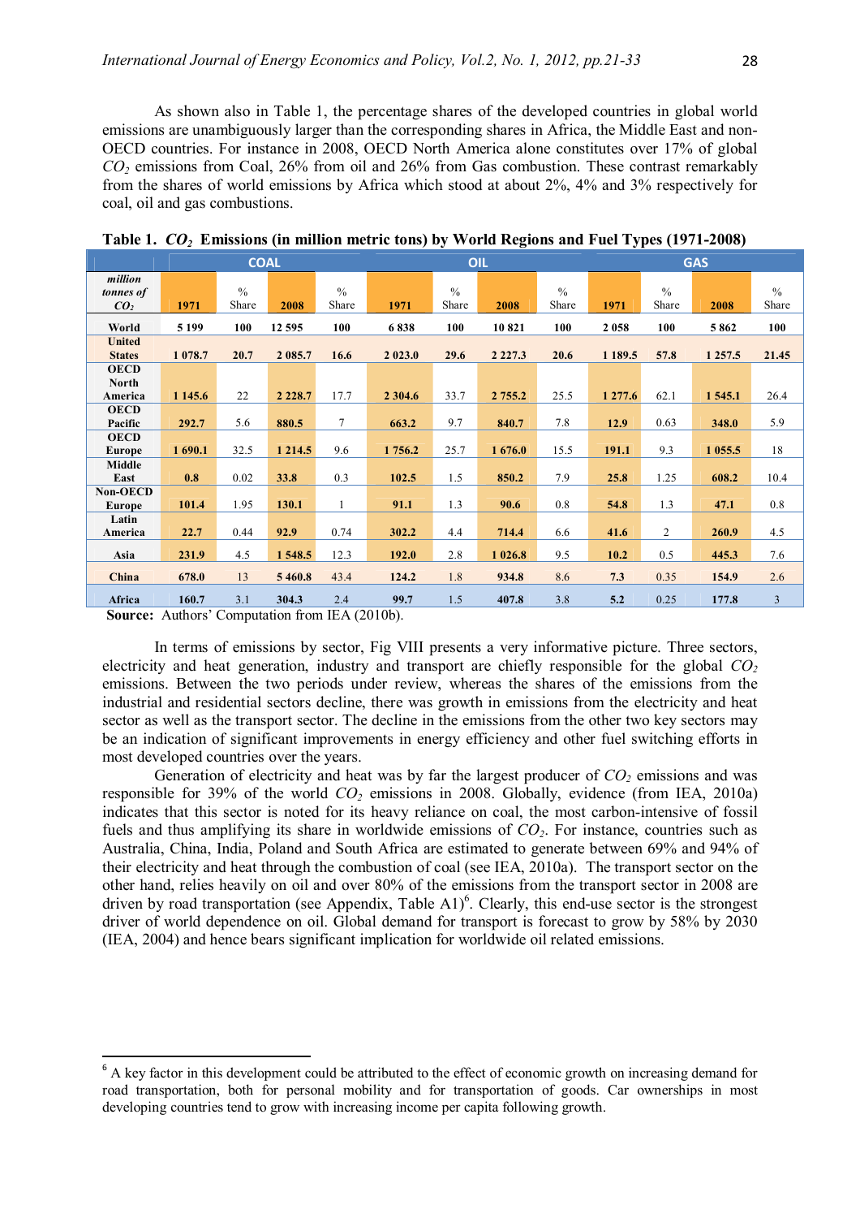As shown also in Table 1, the percentage shares of the developed countries in global world emissions are unambiguously larger than the corresponding shares in Africa, the Middle East and non-OECD countries. For instance in 2008, OECD North America alone constitutes over 17% of global $CO_2$ emissions from Coal, 26% from oil and 26% from Gas combustion. These contrast remarkably from the shares of world emissions by Africa which stood at about 2%, 4% and 3% respectively for coal, oil and gas combustions.

**Table 1.** **$CO_2$ Emissions (in million metric tons) by World Regions and Fuel Types (1971-2008)**

| | COAL | | | | OIL | | | | GAS | | | |
|---|---|---|---|---|---|---|---|---|---|---|---|---|
| *million tonnes of $CO_2$* | 1971 | % Share | 2008 | % Share | 1971 | % Share | 2008 | % Share | 1971 | % Share | 2008 | % Share |
| **World** | **5 199** | **100** | **12 595** | **100** | **6 838** | **100** | **10 821** | **100** | **2 058** | **100** | **5 862** | **100** |
| **United States** | **1 078.7** | **20.7** | **2 085.7** | **16.6** | **2 023.0** | **29.6** | **2 227.3** | **20.6** | **1 189.5** | **57.8** | **1 257.5** | **21.45** |
| **OECD North America** | **1 145.6** | 22 | **2 228.7** | 17.7 | **2 304.6** | 33.7 | **2 755.2** | 25.5 | **1 277.6** | 62.1 | **1 545.1** | 26.4 |
| **OECD Pacific** | **292.7** | 5.6 | **880.5** | 7 | **663.2** | 9.7 | **840.7** | 7.8 | **12.9** | 0.63 | **348.0** | 5.9 |
| **OECD Europe** | **1 690.1** | 32.5 | **1 214.5** | 9.6 | **1 756.2** | 25.7 | **1 676.0** | 15.5 | **191.1** | 9.3 | **1 055.5** | 18 |
| **Middle East** | **0.8** | 0.02 | **33.8** | 0.3 | **102.5** | 1.5 | **850.2** | 7.9 | **25.8** | 1.25 | **608.2** | 10.4 |
| **Non-OECD Europe** | **101.4** | 1.95 | **130.1** | 1 | **91.1** | 1.3 | **90.6** | 0.8 | **54.8** | 1.3 | **47.1** | 0.8 |
| **Latin America** | **22.7** | 0.44 | **92.9** | 0.74 | **302.2** | 4.4 | **714.4** | 6.6 | **41.6** | 2 | **260.9** | 4.5 |
| **Asia** | **231.9** | 4.5 | **1 548.5** | 12.3 | **192.0** | 2.8 | **1 026.8** | 9.5 | **10.2** | 0.5 | **445.3** | 7.6 |
| **China** | **678.0** | 13 | **5 460.8** | 43.4 | **124.2** | 1.8 | **934.8** | 8.6 | **7.3** | 0.35 | **154.9** | 2.6 |
| **Africa** | **160.7** | 3.1 | **304.3** | 2.4 | **99.7** | 1.5 | **407.8** | 3.8 | **5.2** | 0.25 | **177.8** | 3 |

**Source:** Authors' Computation from IEA (2010b).

In terms of emissions by sector, Fig VIII presents a very informative picture. Three sectors, electricity and heat generation, industry and transport are chiefly responsible for the global $CO_2$ emissions. Between the two periods under review, whereas the shares of the emissions from the industrial and residential sectors decline, there was growth in emissions from the electricity and heat sector as well as the transport sector. The decline in the emissions from the other two key sectors may be an indication of significant improvements in energy efficiency and other fuel switching efforts in most developed countries over the years.

Generation of electricity and heat was by far the largest producer of $CO_2$ emissions and was responsible for 39% of the world $CO_2$ emissions in 2008. Globally, evidence (from IEA, 2010a) indicates that this sector is noted for its heavy reliance on coal, the most carbon-intensive of fossil fuels and thus amplifying its share in worldwide emissions of $CO_2$. For instance, countries such as Australia, China, India, Poland and South Africa are estimated to generate between 69% and 94% of their electricity and heat through the combustion of coal (see IEA, 2010a). The transport sector on the other hand, relies heavily on oil and over 80% of the emissions from the transport sector in 2008 are driven by road transportation (see Appendix, Table A1)[6]. Clearly, this end-use sector is the strongest driver of world dependence on oil. Global demand for transport is forecast to grow by 58% by 2030 (IEA, 2004) and hence bears significant implication for worldwide oil related emissions.

[6] A key factor in this development could be attributed to the effect of economic growth on increasing demand for road transportation, both for personal mobility and for transportation of goods. Car ownerships in most developing countries tend to grow with increasing income per capita following growth.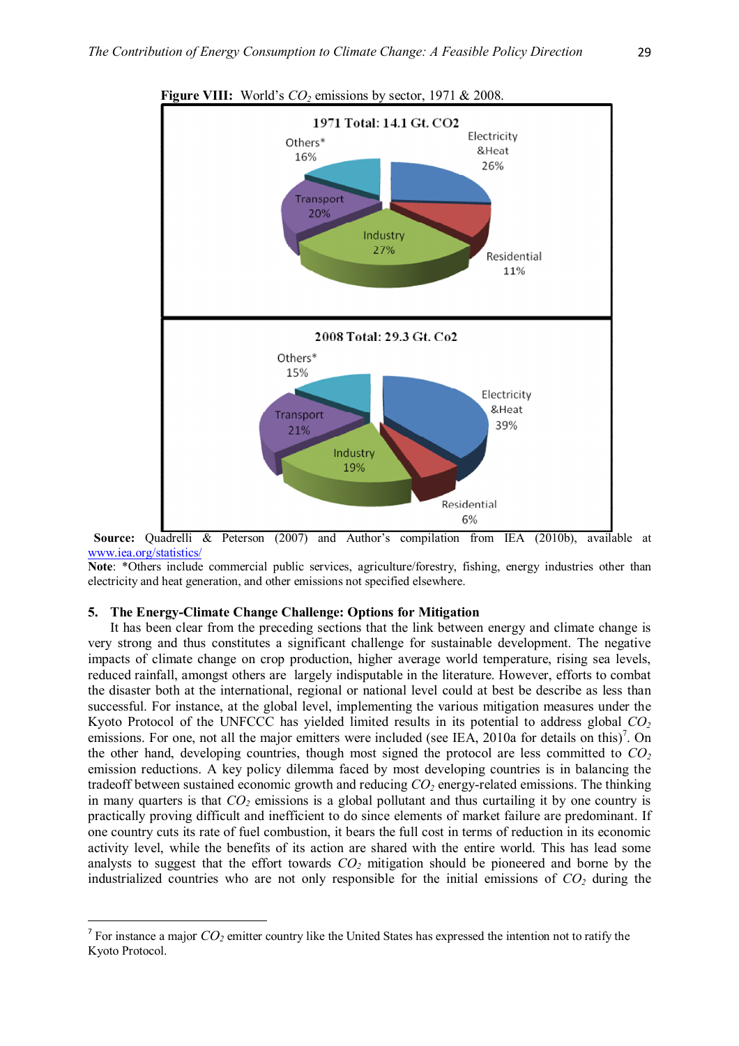**Figure VIII:** World's $CO_2$ emissions by sector, 1971 & 2008.

1971 Total: 14.1 Gt. CO2

Others* 16%, Electricity &Heat 26%, Transport 20%, Industry 27%, Residential 11%

2008 Total: 29.3 Gt. Co2

Others* 15%, Electricity &Heat 39%, Transport 21%, Industry 19%, Residential 6%

**Source:** Quadrelli & Peterson (2007) and Author's compilation from IEA (2010b), available at www.iea.org/statistics/

**Note**: *Others include commercial public services, agriculture/forestry, fishing, energy industries other than electricity and heat generation, and other emissions not specified elsewhere.

## 5. The Energy-Climate Change Challenge: Options for Mitigation

It has been clear from the preceding sections that the link between energy and climate change is very strong and thus constitutes a significant challenge for sustainable development. The negative impacts of climate change on crop production, higher average world temperature, rising sea levels, reduced rainfall, amongst others are largely indisputable in the literature. However, efforts to combat the disaster both at the international, regional or national level could at best be describe as less than successful. For instance, at the global level, implementing the various mitigation measures under the Kyoto Protocol of the UNFCCC has yielded limited results in its potential to address global $CO_2$ emissions. For one, not all the major emitters were included (see IEA, 2010a for details on this)[7]. On the other hand, developing countries, though most signed the protocol are less committed to $CO_2$ emission reductions. A key policy dilemma faced by most developing countries is in balancing the tradeoff between sustained economic growth and reducing $CO_2$ energy-related emissions. The thinking in many quarters is that $CO_2$ emissions is a global pollutant and thus curtailing it by one country is practically proving difficult and inefficient to do since elements of market failure are predominant. If one country cuts its rate of fuel combustion, it bears the full cost in terms of reduction in its economic activity level, while the benefits of its action are shared with the entire world. This has lead some analysts to suggest that the effort towards $CO_2$ mitigation should be pioneered and borne by the industrialized countries who are not only responsible for the initial emissions of $CO_2$ during the

[7] For instance a major $CO_2$ emitter country like the United States has expressed the intention not to ratify the Kyoto Protocol.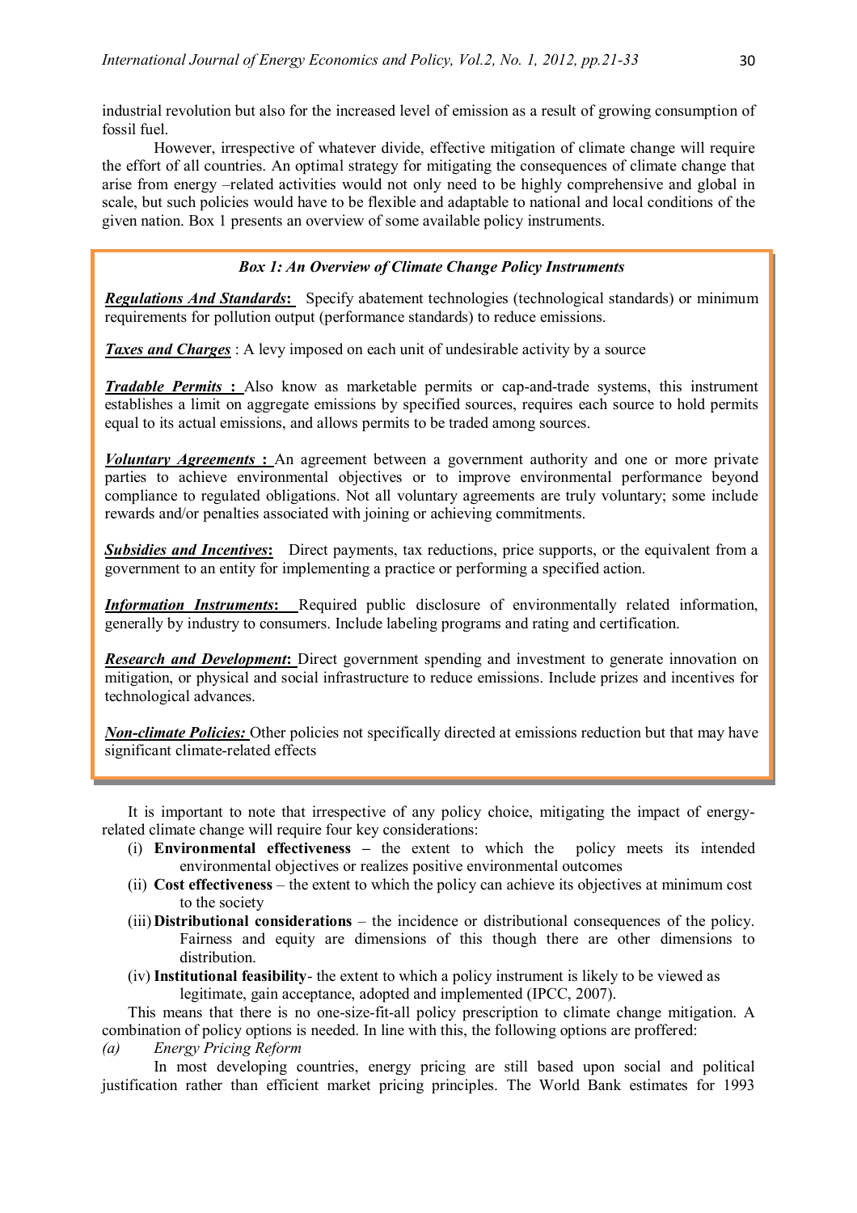industrial revolution but also for the increased level of emission as a result of growing consumption of fossil fuel.

However, irrespective of whatever divide, effective mitigation of climate change will require the effort of all countries. An optimal strategy for mitigating the consequences of climate change that arise from energy –related activities would not only need to be highly comprehensive and global in scale, but such policies would have to be flexible and adaptable to national and local conditions of the given nation. Box 1 presents an overview of some available policy instruments.

**_Box 1: An Overview of Climate Change Policy Instruments_**

***Regulations And Standards*:** Specify abatement technologies (technological standards) or minimum requirements for pollution output (performance standards) to reduce emissions.

***Taxes and Charges*** : A levy imposed on each unit of undesirable activity by a source

***Tradable Permits* :** Also know as marketable permits or cap-and-trade systems, this instrument establishes a limit on aggregate emissions by specified sources, requires each source to hold permits equal to its actual emissions, and allows permits to be traded among sources.

***Voluntary Agreements* :** An agreement between a government authority and one or more private parties to achieve environmental objectives or to improve environmental performance beyond compliance to regulated obligations. Not all voluntary agreements are truly voluntary; some include rewards and/or penalties associated with joining or achieving commitments.

***Subsidies and Incentives*:** Direct payments, tax reductions, price supports, or the equivalent from a government to an entity for implementing a practice or performing a specified action.

***Information Instruments*:** Required public disclosure of environmentally related information, generally by industry to consumers. Include labeling programs and rating and certification.

***Research and Development*:** Direct government spending and investment to generate innovation on mitigation, or physical and social infrastructure to reduce emissions. Include prizes and incentives for technological advances.

***Non-climate Policies:*** Other policies not specifically directed at emissions reduction but that may have significant climate-related effects

It is important to note that irrespective of any policy choice, mitigating the impact of energy-related climate change will require four key considerations:

(i) **Environmental effectiveness –** the extent to which the policy meets its intended environmental objectives or realizes positive environmental outcomes
(ii) **Cost effectiveness** – the extent to which the policy can achieve its objectives at minimum cost to the society
(iii) **Distributional considerations** – the incidence or distributional consequences of the policy. Fairness and equity are dimensions of this though there are other dimensions to distribution.
(iv) **Institutional feasibility**- the extent to which a policy instrument is likely to be viewed as legitimate, gain acceptance, adopted and implemented (IPCC, 2007).

This means that there is no one-size-fit-all policy prescription to climate change mitigation. A combination of policy options is needed. In line with this, the following options are proffered:

*(a) Energy Pricing Reform*

In most developing countries, energy pricing are still based upon social and political justification rather than efficient market pricing principles. The World Bank estimates for 1993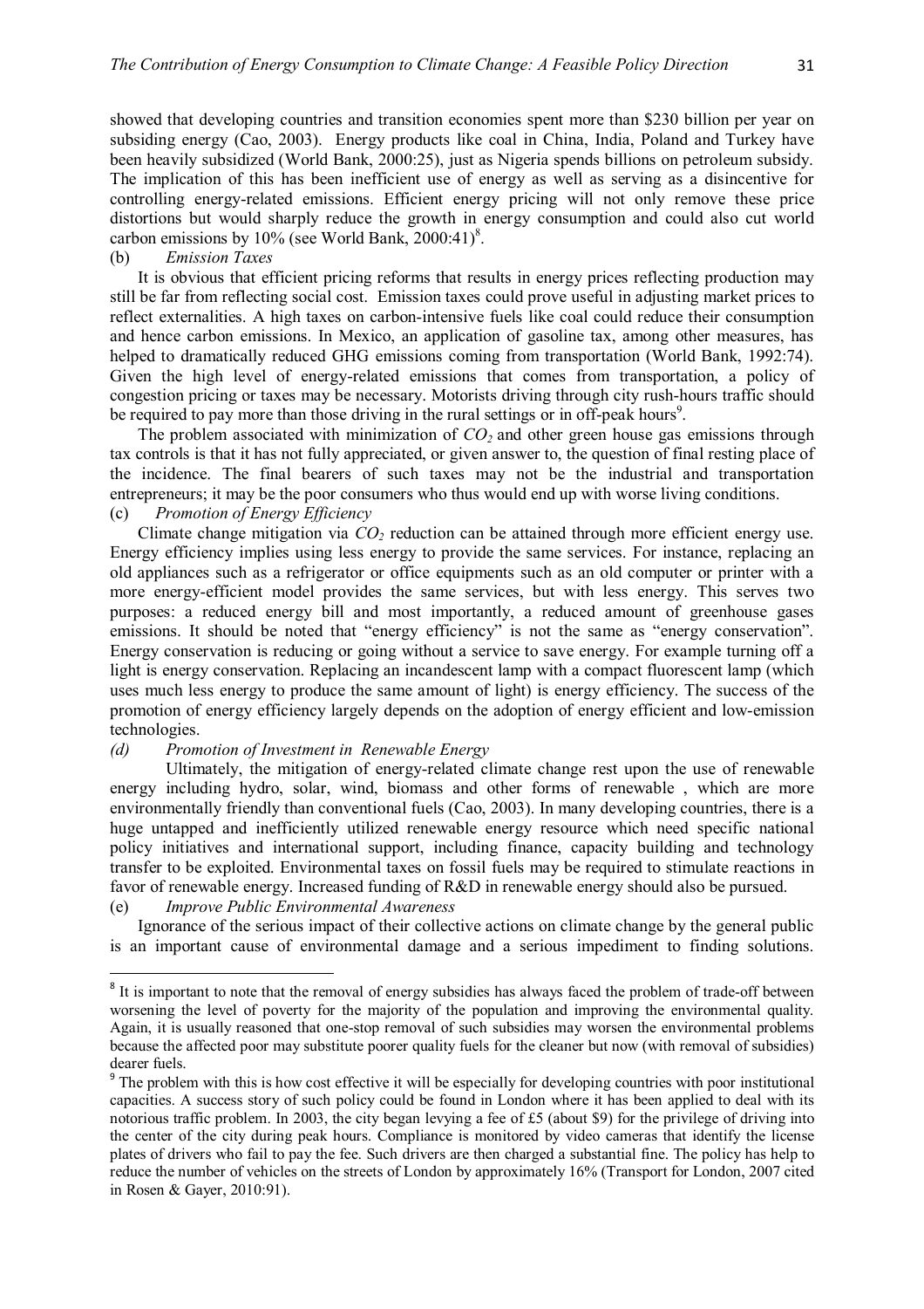showed that developing countries and transition economies spent more than $230 billion per year on subsiding energy (Cao, 2003). Energy products like coal in China, India, Poland and Turkey have been heavily subsidized (World Bank, 2000:25), just as Nigeria spends billions on petroleum subsidy. The implication of this has been inefficient use of energy as well as serving as a disincentive for controlling energy-related emissions. Efficient energy pricing will not only remove these price distortions but would sharply reduce the growth in energy consumption and could also cut world carbon emissions by 10% (see World Bank, 2000:41)[8].

(b) *Emission Taxes*

It is obvious that efficient pricing reforms that results in energy prices reflecting production may still be far from reflecting social cost. Emission taxes could prove useful in adjusting market prices to reflect externalities. A high taxes on carbon-intensive fuels like coal could reduce their consumption and hence carbon emissions. In Mexico, an application of gasoline tax, among other measures, has helped to dramatically reduced GHG emissions coming from transportation (World Bank, 1992:74). Given the high level of energy-related emissions that comes from transportation, a policy of congestion pricing or taxes may be necessary. Motorists driving through city rush-hours traffic should be required to pay more than those driving in the rural settings or in off-peak hours[9].

The problem associated with minimization of $CO_2$ and other green house gas emissions through tax controls is that it has not fully appreciated, or given answer to, the question of final resting place of the incidence. The final bearers of such taxes may not be the industrial and transportation entrepreneurs; it may be the poor consumers who thus would end up with worse living conditions.

(c) *Promotion of Energy Efficiency*

Climate change mitigation via $CO_2$ reduction can be attained through more efficient energy use. Energy efficiency implies using less energy to provide the same services. For instance, replacing an old appliances such as a refrigerator or office equipments such as an old computer or printer with a more energy-efficient model provides the same services, but with less energy. This serves two purposes: a reduced energy bill and most importantly, a reduced amount of greenhouse gases emissions. It should be noted that "energy efficiency" is not the same as "energy conservation". Energy conservation is reducing or going without a service to save energy. For example turning off a light is energy conservation. Replacing an incandescent lamp with a compact fluorescent lamp (which uses much less energy to produce the same amount of light) is energy efficiency. The success of the promotion of energy efficiency largely depends on the adoption of energy efficient and low-emission technologies.

*(d) Promotion of Investment in Renewable Energy*

Ultimately, the mitigation of energy-related climate change rest upon the use of renewable energy including hydro, solar, wind, biomass and other forms of renewable , which are more environmentally friendly than conventional fuels (Cao, 2003). In many developing countries, there is a huge untapped and inefficiently utilized renewable energy resource which need specific national policy initiatives and international support, including finance, capacity building and technology transfer to be exploited. Environmental taxes on fossil fuels may be required to stimulate reactions in favor of renewable energy. Increased funding of R&D in renewable energy should also be pursued.

(e) *Improve Public Environmental Awareness*

Ignorance of the serious impact of their collective actions on climate change by the general public is an important cause of environmental damage and a serious impediment to finding solutions.

---

[8] It is important to note that the removal of energy subsidies has always faced the problem of trade-off between worsening the level of poverty for the majority of the population and improving the environmental quality. Again, it is usually reasoned that one-stop removal of such subsidies may worsen the environmental problems because the affected poor may substitute poorer quality fuels for the cleaner but now (with removal of subsidies) dearer fuels.

[9] The problem with this is how cost effective it will be especially for developing countries with poor institutional capacities. A success story of such policy could be found in London where it has been applied to deal with its notorious traffic problem. In 2003, the city began levying a fee of £5 (about $9) for the privilege of driving into the center of the city during peak hours. Compliance is monitored by video cameras that identify the license plates of drivers who fail to pay the fee. Such drivers are then charged a substantial fine. The policy has help to reduce the number of vehicles on the streets of London by approximately 16% (Transport for London, 2007 cited in Rosen & Gayer, 2010:91).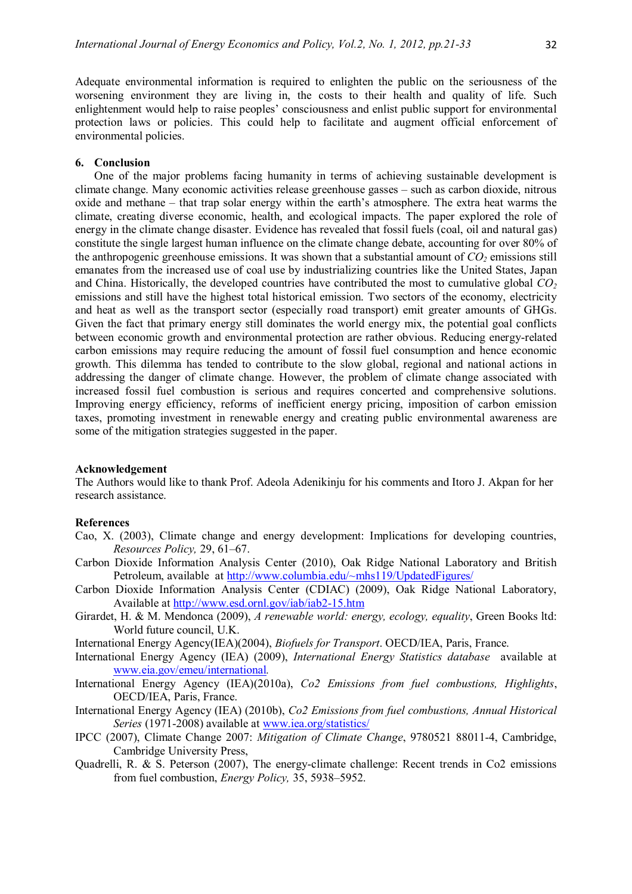Adequate environmental information is required to enlighten the public on the seriousness of the worsening environment they are living in, the costs to their health and quality of life. Such enlightenment would help to raise peoples' consciousness and enlist public support for environmental protection laws or policies. This could help to facilitate and augment official enforcement of environmental policies.

## 6. Conclusion

One of the major problems facing humanity in terms of achieving sustainable development is climate change. Many economic activities release greenhouse gasses – such as carbon dioxide, nitrous oxide and methane – that trap solar energy within the earth's atmosphere. The extra heat warms the climate, creating diverse economic, health, and ecological impacts. The paper explored the role of energy in the climate change disaster. Evidence has revealed that fossil fuels (coal, oil and natural gas) constitute the single largest human influence on the climate change debate, accounting for over 80% of the anthropogenic greenhouse emissions. It was shown that a substantial amount of $CO_2$ emissions still emanates from the increased use of coal use by industrializing countries like the United States, Japan and China. Historically, the developed countries have contributed the most to cumulative global $CO_2$ emissions and still have the highest total historical emission. Two sectors of the economy, electricity and heat as well as the transport sector (especially road transport) emit greater amounts of GHGs. Given the fact that primary energy still dominates the world energy mix, the potential goal conflicts between economic growth and environmental protection are rather obvious. Reducing energy-related carbon emissions may require reducing the amount of fossil fuel consumption and hence economic growth. This dilemma has tended to contribute to the slow global, regional and national actions in addressing the danger of climate change. However, the problem of climate change associated with increased fossil fuel combustion is serious and requires concerted and comprehensive solutions. Improving energy efficiency, reforms of inefficient energy pricing, imposition of carbon emission taxes, promoting investment in renewable energy and creating public environmental awareness are some of the mitigation strategies suggested in the paper.

**Acknowledgement**

The Authors would like to thank Prof. Adeola Adenikinju for his comments and Itoro J. Akpan for her research assistance.

**References**

Cao, X. (2003), Climate change and energy development: Implications for developing countries, *Resources Policy,* 29, 61–67.

Carbon Dioxide Information Analysis Center (2010), Oak Ridge National Laboratory and British Petroleum, available at http://www.columbia.edu/~mhs119/UpdatedFigures/

Carbon Dioxide Information Analysis Center (CDIAC) (2009), Oak Ridge National Laboratory, Available at http://www.esd.ornl.gov/iab/iab2-15.htm

Girardet, H. & M. Mendonca (2009), *A renewable world: energy, ecology, equality*, Green Books ltd: World future council, U.K.

International Energy Agency(IEA)(2004), *Biofuels for Transport*. OECD/IEA, Paris, France.

International Energy Agency (IEA) (2009), *International Energy Statistics database* available at www.eia.gov/emeu/international.

International Energy Agency (IEA)(2010a), *Co2 Emissions from fuel combustions, Highlights*, OECD/IEA, Paris, France.

International Energy Agency (IEA) (2010b), *Co2 Emissions from fuel combustions, Annual Historical Series* (1971-2008) available at www.iea.org/statistics/

IPCC (2007), Climate Change 2007: *Mitigation of Climate Change*, 9780521 88011-4, Cambridge, Cambridge University Press,

Quadrelli, R. & S. Peterson (2007), The energy-climate challenge: Recent trends in Co2 emissions from fuel combustion, *Energy Policy,* 35, 5938–5952.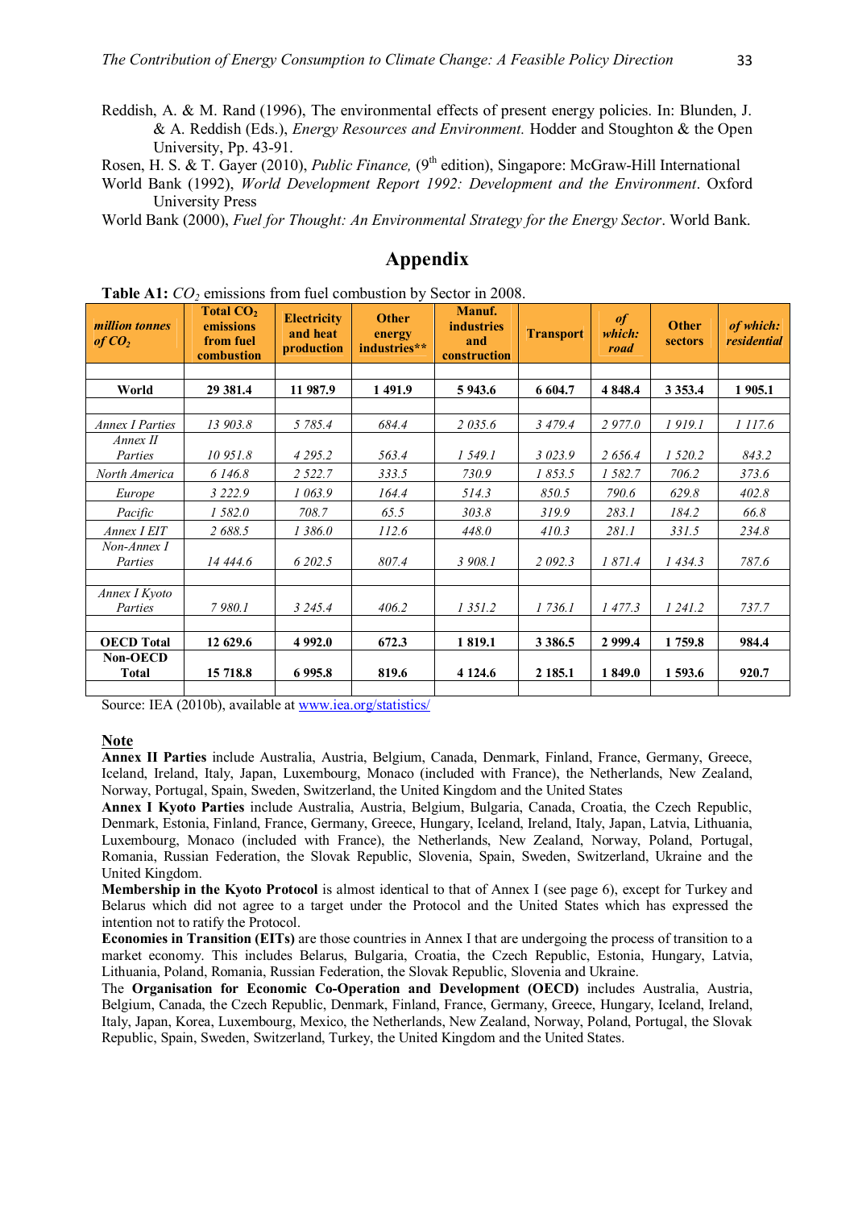Reddish, A. & M. Rand (1996), The environmental effects of present energy policies. In: Blunden, J. & A. Reddish (Eds.), *Energy Resources and Environment.* Hodder and Stoughton & the Open University, Pp. 43-91.

Rosen, H. S. & T. Gayer (2010), *Public Finance,* (9th edition), Singapore: McGraw-Hill International

World Bank (1992), *World Development Report 1992: Development and the Environment*. Oxford University Press

World Bank (2000), *Fuel for Thought: An Environmental Strategy for the Energy Sector*. World Bank.

## Appendix

**Table A1:** *$CO_2$* emissions from fuel combustion by Sector in 2008.

| *million tonnes of $CO_2$* | **Total $CO_2$ emissions from fuel combustion** | **Electricity and heat production** | **Other energy industries\*\*** | **Manuf. industries and construction** | **Transport** | ***of which: road*** | **Other sectors** | ***of which: residential*** |
|---|---|---|---|---|---|---|---|---|
| **World** | **29 381.4** | **11 987.9** | **1 491.9** | **5 943.6** | **6 604.7** | **4 848.4** | **3 353.4** | **1 905.1** |
| *Annex I Parties* | *13 903.8* | *5 785.4* | *684.4* | *2 035.6* | *3 479.4* | *2 977.0* | *1 919.1* | *1 117.6* |
| *Annex II Parties* | *10 951.8* | *4 295.2* | *563.4* | *1 549.1* | *3 023.9* | *2 656.4* | *1 520.2* | *843.2* |
| *North America* | *6 146.8* | *2 522.7* | *333.5* | *730.9* | *1 853.5* | *1 582.7* | *706.2* | *373.6* |
| *Europe* | *3 222.9* | *1 063.9* | *164.4* | *514.3* | *850.5* | *790.6* | *629.8* | *402.8* |
| *Pacific* | *1 582.0* | *708.7* | *65.5* | *303.8* | *319.9* | *283.1* | *184.2* | *66.8* |
| *Annex I EIT* | *2 688.5* | *1 386.0* | *112.6* | *448.0* | *410.3* | *281.1* | *331.5* | *234.8* |
| *Non-Annex I Parties* | *14 444.6* | *6 202.5* | *807.4* | *3 908.1* | *2 092.3* | *1 871.4* | *1 434.3* | *787.6* |
| *Annex I Kyoto Parties* | *7 980.1* | *3 245.4* | *406.2* | *1 351.2* | *1 736.1* | *1 477.3* | *1 241.2* | *737.7* |
| **OECD Total** | **12 629.6** | **4 992.0** | **672.3** | **1 819.1** | **3 386.5** | **2 999.4** | **1 759.8** | **984.4** |
| **Non-OECD Total** | **15 718.8** | **6 995.8** | **819.6** | **4 124.6** | **2 185.1** | **1 849.0** | **1 593.6** | **920.7** |

Source: IEA (2010b), available at www.iea.org/statistics/

**Note**

**Annex II Parties** include Australia, Austria, Belgium, Canada, Denmark, Finland, France, Germany, Greece, Iceland, Ireland, Italy, Japan, Luxembourg, Monaco (included with France), the Netherlands, New Zealand, Norway, Portugal, Spain, Sweden, Switzerland, the United Kingdom and the United States

**Annex I Kyoto Parties** include Australia, Austria, Belgium, Bulgaria, Canada, Croatia, the Czech Republic, Denmark, Estonia, Finland, France, Germany, Greece, Hungary, Iceland, Ireland, Italy, Japan, Latvia, Lithuania, Luxembourg, Monaco (included with France), the Netherlands, New Zealand, Norway, Poland, Portugal, Romania, Russian Federation, the Slovak Republic, Slovenia, Spain, Sweden, Switzerland, Ukraine and the United Kingdom.

**Membership in the Kyoto Protocol** is almost identical to that of Annex I (see page 6), except for Turkey and Belarus which did not agree to a target under the Protocol and the United States which has expressed the intention not to ratify the Protocol.

**Economies in Transition (EITs)** are those countries in Annex I that are undergoing the process of transition to a market economy. This includes Belarus, Bulgaria, Croatia, the Czech Republic, Estonia, Hungary, Latvia, Lithuania, Poland, Romania, Russian Federation, the Slovak Republic, Slovenia and Ukraine.

The **Organisation for Economic Co-Operation and Development (OECD)** includes Australia, Austria, Belgium, Canada, the Czech Republic, Denmark, Finland, France, Germany, Greece, Hungary, Iceland, Ireland, Italy, Japan, Korea, Luxembourg, Mexico, the Netherlands, New Zealand, Norway, Poland, Portugal, the Slovak Republic, Spain, Sweden, Switzerland, Turkey, the United Kingdom and the United States.